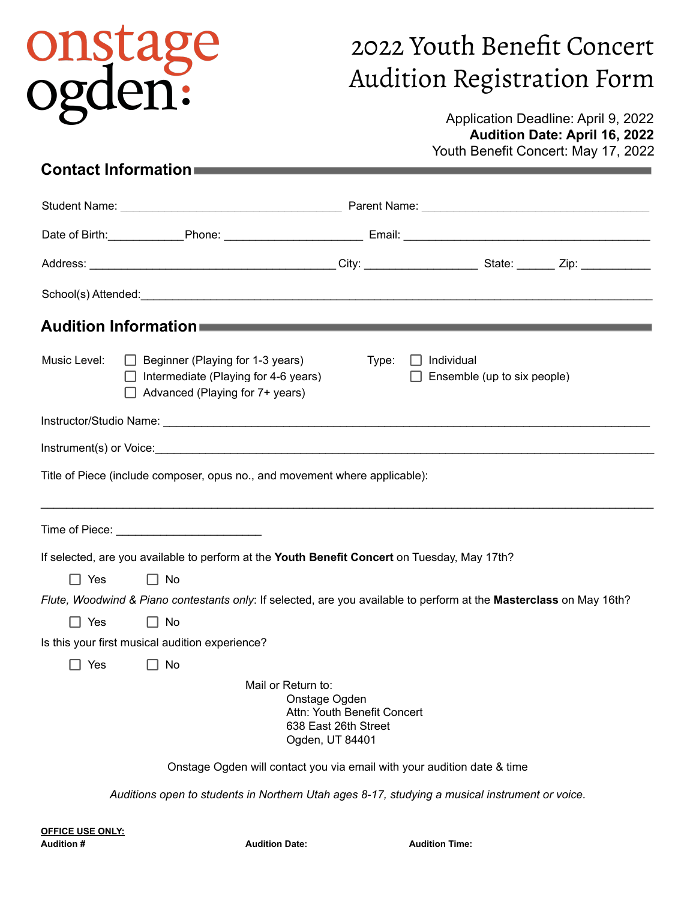onstage ogden:

# 2022 Youth Benefit Concert Audition Registration Form

Application Deadline: April 9, 2022
**Audition Date: April 16, 2022**
Youth Benefit Concert: May 17, 2022

## Contact Information

Student Name: ___________________________________ Parent Name: ___________________________________

Date of Birth:___________Phone: _____________________ Email: _______________________________________

Address: ______________________________________ City: _________________ State: ______ Zip: ___________

School(s) Attended:___________________________________________________________________________

## Audition Information

Music Level:
- ☐ Beginner (Playing for 1-3 years)
- ☐ Intermediate (Playing for 4-6 years)
- ☐ Advanced (Playing for 7+ years)

Type:
- ☐ Individual
- ☐ Ensemble (up to six people)

Instructor/Studio Name: ______________________________________________________________________

Instrument(s) or Voice:_______________________________________________________________________

Title of Piece (include composer, opus no., and movement where applicable):

_____________________________________________________________________________________________

Time of Piece: ______________________

If selected, are you available to perform at the **Youth Benefit Concert** on Tuesday, May 17th?

☐ Yes ☐ No

*Flute, Woodwind & Piano contestants only*: If selected, are you available to perform at the **Masterclass** on May 16th?

☐ Yes ☐ No

Is this your first musical audition experience?

☐ Yes ☐ No

Mail or Return to:
Onstage Ogden
Attn: Youth Benefit Concert
638 East 26th Street
Ogden, UT 84401

Onstage Ogden will contact you via email with your audition date & time

*Auditions open to students in Northern Utah ages 8-17, studying a musical instrument or voice.*

**OFFICE USE ONLY:**

**Audition #** **Audition Date:** **Audition Time:**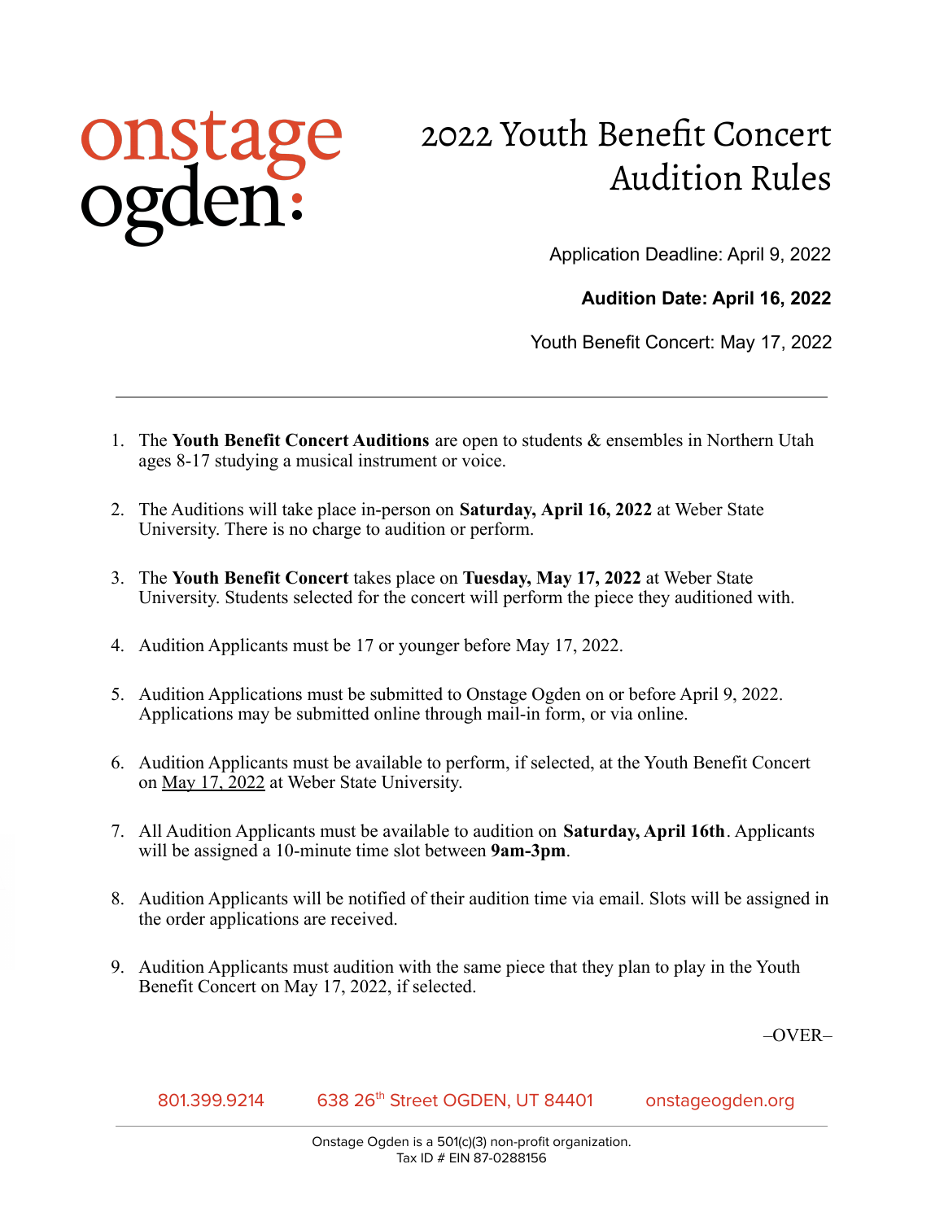onstage ogden:

# 2022 Youth Benefit Concert Audition Rules

Application Deadline: April 9, 2022

**Audition Date: April 16, 2022**

Youth Benefit Concert: May 17, 2022

---

1. The **Youth Benefit Concert Auditions** are open to students & ensembles in Northern Utah ages 8-17 studying a musical instrument or voice.

2. The Auditions will take place in-person on **Saturday, April 16, 2022** at Weber State University. There is no charge to audition or perform.

3. The **Youth Benefit Concert** takes place on **Tuesday, May 17, 2022** at Weber State University. Students selected for the concert will perform the piece they auditioned with.

4. Audition Applicants must be 17 or younger before May 17, 2022.

5. Audition Applications must be submitted to Onstage Ogden on or before April 9, 2022. Applications may be submitted online through mail-in form, or via online.

6. Audition Applicants must be available to perform, if selected, at the Youth Benefit Concert on May 17, 2022 at Weber State University.

7. All Audition Applicants must be available to audition on **Saturday, April 16th**. Applicants will be assigned a 10-minute time slot between **9am-3pm**.

8. Audition Applicants will be notified of their audition time via email. Slots will be assigned in the order applications are received.

9. Audition Applicants must audition with the same piece that they plan to play in the Youth Benefit Concert on May 17, 2022, if selected.

–OVER–

801.399.9214 638 26th Street OGDEN, UT 84401 onstageogden.org

Onstage Ogden is a 501(c)(3) non-profit organization.
Tax ID # EIN 87-0288156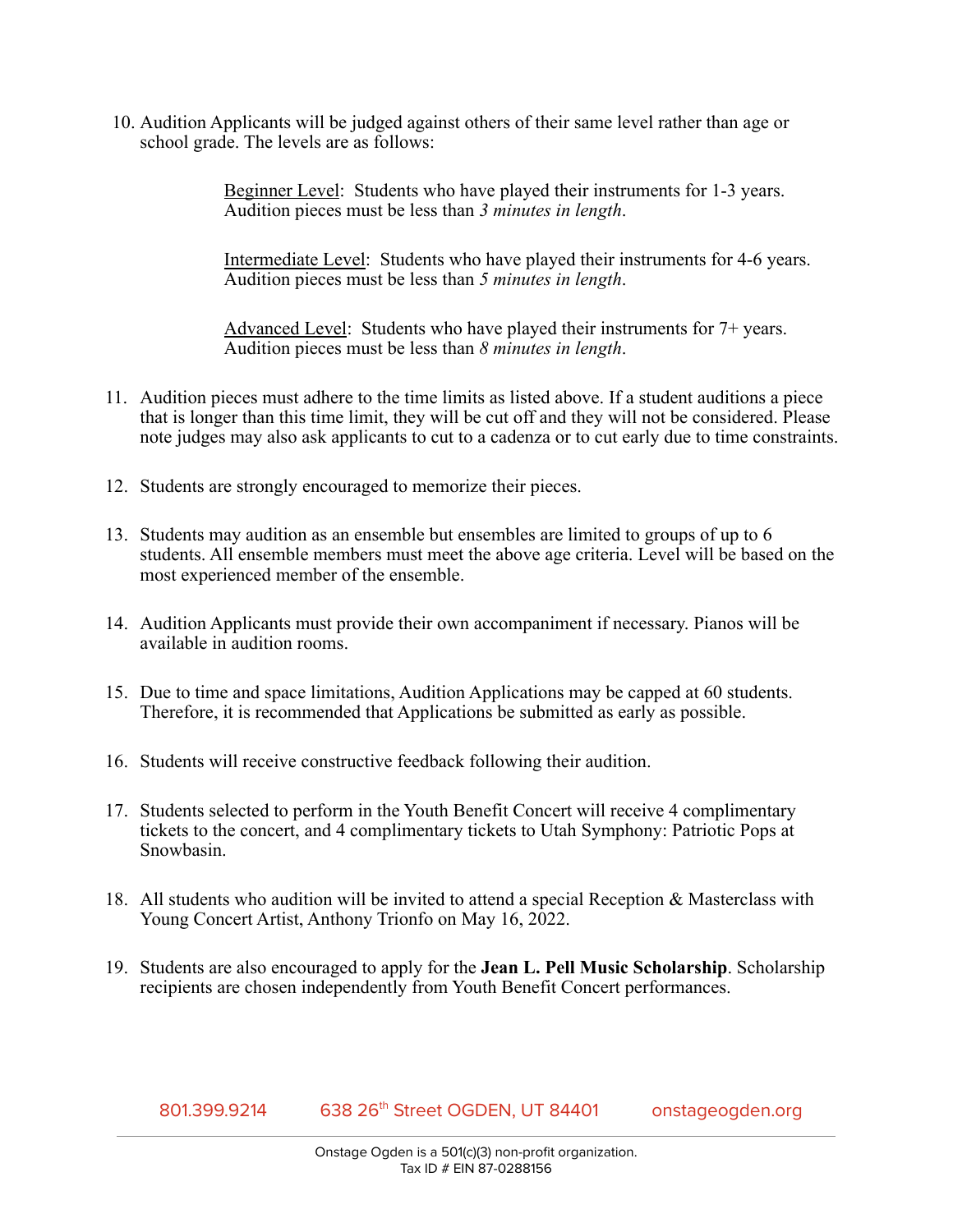10. Audition Applicants will be judged against others of their same level rather than age or school grade. The levels are as follows:

    Beginner Level: Students who have played their instruments for 1-3 years. Audition pieces must be less than *3 minutes in length*.

    Intermediate Level: Students who have played their instruments for 4-6 years. Audition pieces must be less than *5 minutes in length*.

    Advanced Level: Students who have played their instruments for 7+ years. Audition pieces must be less than *8 minutes in length*.

11. Audition pieces must adhere to the time limits as listed above. If a student auditions a piece that is longer than this time limit, they will be cut off and they will not be considered. Please note judges may also ask applicants to cut to a cadenza or to cut early due to time constraints.

12. Students are strongly encouraged to memorize their pieces.

13. Students may audition as an ensemble but ensembles are limited to groups of up to 6 students. All ensemble members must meet the above age criteria. Level will be based on the most experienced member of the ensemble.

14. Audition Applicants must provide their own accompaniment if necessary. Pianos will be available in audition rooms.

15. Due to time and space limitations, Audition Applications may be capped at 60 students. Therefore, it is recommended that Applications be submitted as early as possible.

16. Students will receive constructive feedback following their audition.

17. Students selected to perform in the Youth Benefit Concert will receive 4 complimentary tickets to the concert, and 4 complimentary tickets to Utah Symphony: Patriotic Pops at Snowbasin.

18. All students who audition will be invited to attend a special Reception & Masterclass with Young Concert Artist, Anthony Trionfo on May 16, 2022.

19. Students are also encouraged to apply for the **Jean L. Pell Music Scholarship**. Scholarship recipients are chosen independently from Youth Benefit Concert performances.

801.399.9214 638 26th Street OGDEN, UT 84401 onstageogden.org

Onstage Ogden is a 501(c)(3) non-profit organization.
Tax ID # EIN 87-0288156